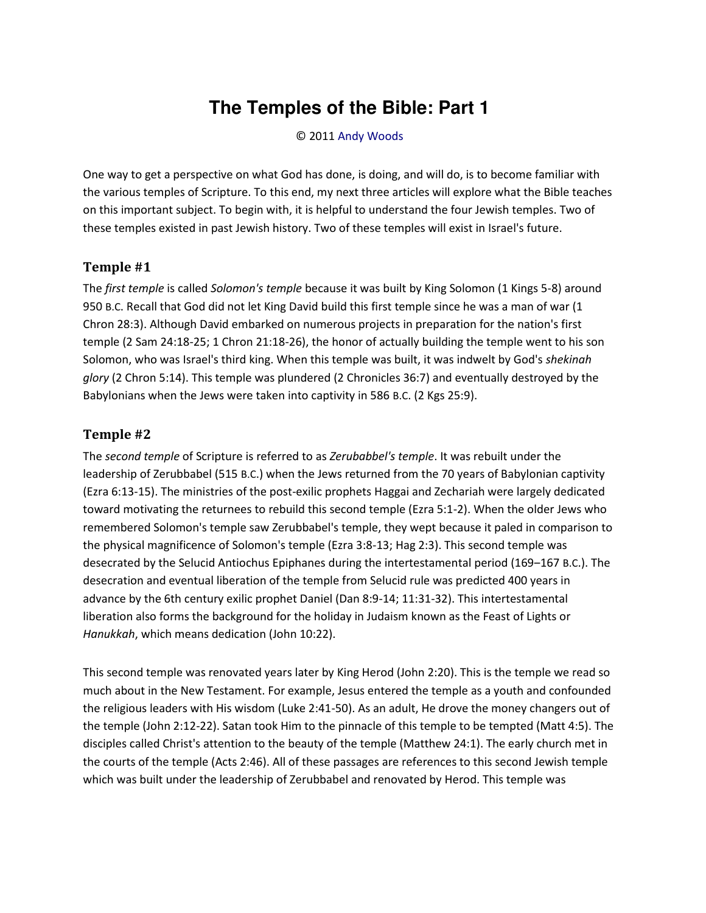# The Temples of the Bible: Part 1

© 2011 Andy Woods

One way to get a perspective on what God has done, is doing, and will do, is to become familiar with the various temples of Scripture. To this end, my next three articles will explore what the Bible teaches on this important subject. To begin with, it is helpful to understand the four Jewish temples. Two of these temples existed in past Jewish history. Two of these temples will exist in Israel's future.

## Temple #1

The *first temple* is called *Solomon's temple* because it was built by King Solomon (1 Kings 5-8) around 950 B.C. Recall that God did not let King David build this first temple since he was a man of war (1 Chron 28:3). Although David embarked on numerous projects in preparation for the nation's first temple (2 Sam 24:18-25; 1 Chron 21:18-26), the honor of actually building the temple went to his son Solomon, who was Israel's third king. When this temple was built, it was indwelt by God's *shekinah glory* (2 Chron 5:14). This temple was plundered (2 Chronicles 36:7) and eventually destroyed by the Babylonians when the Jews were taken into captivity in 586 B.C. (2 Kgs 25:9).

## Temple #2

The *second temple* of Scripture is referred to as *Zerubabbel's temple*. It was rebuilt under the leadership of Zerubbabel (515 B.C.) when the Jews returned from the 70 years of Babylonian captivity (Ezra 6:13-15). The ministries of the post-exilic prophets Haggai and Zechariah were largely dedicated toward motivating the returnees to rebuild this second temple (Ezra 5:1-2). When the older Jews who remembered Solomon's temple saw Zerubbabel's temple, they wept because it paled in comparison to the physical magnificence of Solomon's temple (Ezra 3:8-13; Hag 2:3). This second temple was desecrated by the Selucid Antiochus Epiphanes during the intertestamental period (169–167 B.C.). The desecration and eventual liberation of the temple from Selucid rule was predicted 400 years in advance by the 6th century exilic prophet Daniel (Dan 8:9-14; 11:31-32). This intertestamental liberation also forms the background for the holiday in Judaism known as the Feast of Lights or *Hanukkah*, which means dedication (John 10:22).

This second temple was renovated years later by King Herod (John 2:20). This is the temple we read so much about in the New Testament. For example, Jesus entered the temple as a youth and confounded the religious leaders with His wisdom (Luke 2:41-50). As an adult, He drove the money changers out of the temple (John 2:12-22). Satan took Him to the pinnacle of this temple to be tempted (Matt 4:5). The disciples called Christ's attention to the beauty of the temple (Matthew 24:1). The early church met in the courts of the temple (Acts 2:46). All of these passages are references to this second Jewish temple which was built under the leadership of Zerubbabel and renovated by Herod. This temple was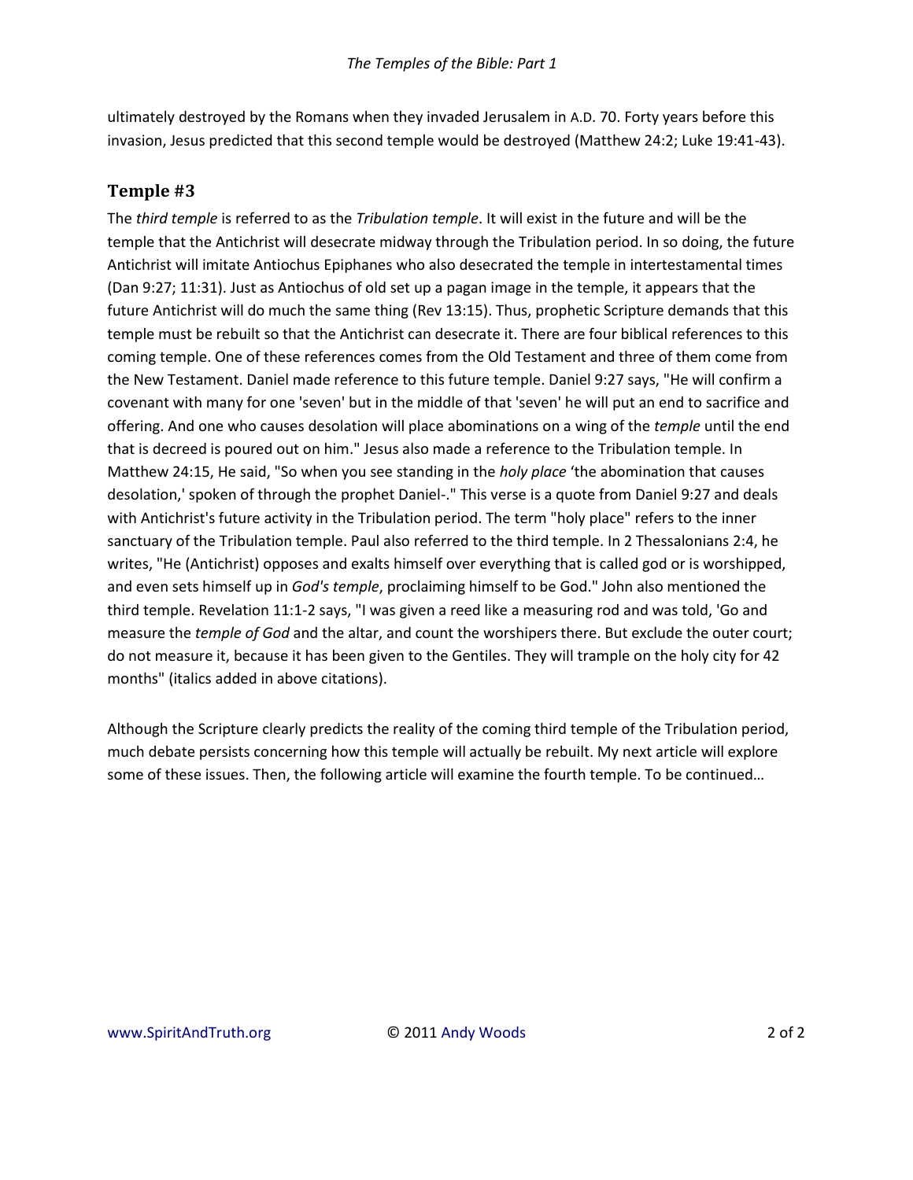ultimately destroyed by the Romans when they invaded Jerusalem in A.D. 70. Forty years before this invasion, Jesus predicted that this second temple would be destroyed (Matthew 24:2; Luke 19:41-43).

## Temple #3

The *third temple* is referred to as the *Tribulation temple*. It will exist in the future and will be the temple that the Antichrist will desecrate midway through the Tribulation period. In so doing, the future Antichrist will imitate Antiochus Epiphanes who also desecrated the temple in intertestamental times (Dan 9:27; 11:31). Just as Antiochus of old set up a pagan image in the temple, it appears that the future Antichrist will do much the same thing (Rev 13:15). Thus, prophetic Scripture demands that this temple must be rebuilt so that the Antichrist can desecrate it. There are four biblical references to this coming temple. One of these references comes from the Old Testament and three of them come from the New Testament. Daniel made reference to this future temple. Daniel 9:27 says, "He will confirm a covenant with many for one 'seven' but in the middle of that 'seven' he will put an end to sacrifice and offering. And one who causes desolation will place abominations on a wing of the *temple* until the end that is decreed is poured out on him." Jesus also made a reference to the Tribulation temple. In Matthew 24:15, He said, "So when you see standing in the *holy place* 'the abomination that causes desolation,' spoken of through the prophet Daniel-." This verse is a quote from Daniel 9:27 and deals with Antichrist's future activity in the Tribulation period. The term "holy place" refers to the inner sanctuary of the Tribulation temple. Paul also referred to the third temple. In 2 Thessalonians 2:4, he writes, "He (Antichrist) opposes and exalts himself over everything that is called god or is worshipped, and even sets himself up in *God's temple*, proclaiming himself to be God." John also mentioned the third temple. Revelation 11:1-2 says, "I was given a reed like a measuring rod and was told, 'Go and measure the *temple of God* and the altar, and count the worshipers there. But exclude the outer court; do not measure it, because it has been given to the Gentiles. They will trample on the holy city for 42 months" (italics added in above citations).

Although the Scripture clearly predicts the reality of the coming third temple of the Tribulation period, much debate persists concerning how this temple will actually be rebuilt. My next article will explore some of these issues. Then, the following article will examine the fourth temple. To be continued…

www.SpiritAndTruth.org © 2011 Andy Woods